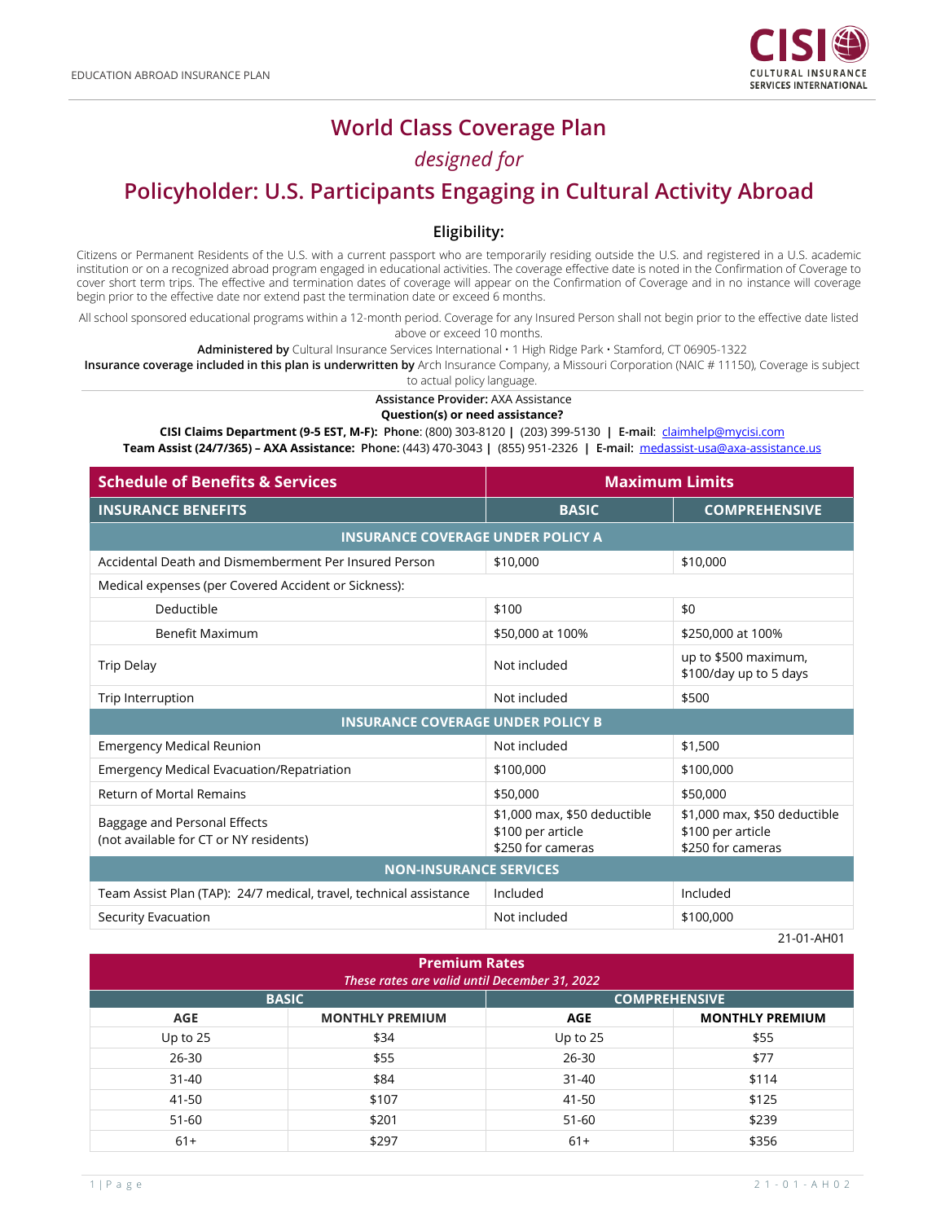EDUCATION ABROAD INSURANCE PLAN

CISI
CULTURAL INSURANCE SERVICES INTERNATIONAL

# World Class Coverage Plan

*designed for*

# Policyholder: U.S. Participants Engaging in Cultural Activity Abroad

### Eligibility:

Citizens or Permanent Residents of the U.S. with a current passport who are temporarily residing outside the U.S. and registered in a U.S. academic institution or on a recognized abroad program engaged in educational activities. The coverage effective date is noted in the Confirmation of Coverage to cover short term trips. The effective and termination dates of coverage will appear on the Confirmation of Coverage and in no instance will coverage begin prior to the effective date nor extend past the termination date or exceed 6 months.

All school sponsored educational programs within a 12-month period. Coverage for any Insured Person shall not begin prior to the effective date listed above or exceed 10 months.

**Administered by** Cultural Insurance Services International • 1 High Ridge Park • Stamford, CT 06905-1322
**Insurance coverage included in this plan is underwritten by** Arch Insurance Company, a Missouri Corporation (NAIC # 11150), Coverage is subject to actual policy language.

**Assistance Provider:** AXA Assistance
**Question(s) or need assistance?**
**CISI Claims Department (9-5 EST, M-F): Phone**: (800) 303-8120 **|** (203) 399-5130 **| E-mail**: claimhelp@mycisi.com
**Team Assist (24/7/365) – AXA Assistance: Phone:** (443) 470-3043 **|** (855) 951-2326 **| E-mail:** medassist-usa@axa-assistance.us

| Schedule of Benefits & Services | Maximum Limits | |
|---|---|---|
| **INSURANCE BENEFITS** | **BASIC** | **COMPREHENSIVE** |
| **INSURANCE COVERAGE UNDER POLICY A** | | |
| Accidental Death and Dismemberment Per Insured Person | $10,000 | $10,000 |
| Medical expenses (per Covered Accident or Sickness): | | |
| Deductible | $100 | $0 |
| Benefit Maximum | $50,000 at 100% | $250,000 at 100% |
| Trip Delay | Not included | up to $500 maximum, $100/day up to 5 days |
| Trip Interruption | Not included | $500 |
| **INSURANCE COVERAGE UNDER POLICY B** | | |
| Emergency Medical Reunion | Not included | $1,500 |
| Emergency Medical Evacuation/Repatriation | $100,000 | $100,000 |
| Return of Mortal Remains | $50,000 | $50,000 |
| Baggage and Personal Effects (not available for CT or NY residents) | $1,000 max, $50 deductible $100 per article $250 for cameras | $1,000 max, $50 deductible $100 per article $250 for cameras |
| **NON-INSURANCE SERVICES** | | |
| Team Assist Plan (TAP): 24/7 medical, travel, technical assistance | Included | Included |
| Security Evacuation | Not included | $100,000 |

21-01-AH01

| **Premium Rates** *These rates are valid until December 31, 2022* | | | |
|---|---|---|---|
| **BASIC** | | **COMPREHENSIVE** | |
| **AGE** | **MONTHLY PREMIUM** | **AGE** | **MONTHLY PREMIUM** |
| Up to 25 | $34 | Up to 25 | $55 |
| 26-30 | $55 | 26-30 | $77 |
| 31-40 | $84 | 31-40 | $114 |
| 41-50 | $107 | 41-50 | $125 |
| 51-60 | $201 | 51-60 | $239 |
| 61+ | $297 | 61+ | $356 |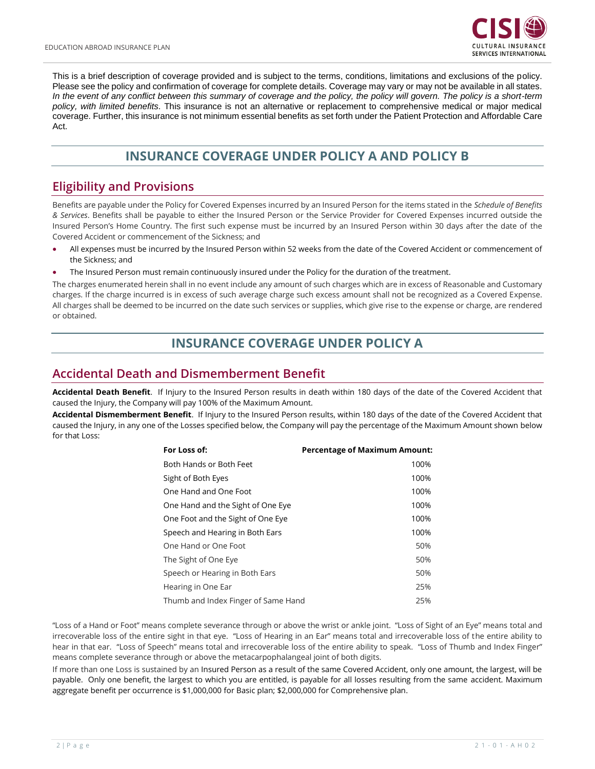This is a brief description of coverage provided and is subject to the terms, conditions, limitations and exclusions of the policy. Please see the policy and confirmation of coverage for complete details. Coverage may vary or may not be available in all states. *In the event of any conflict between this summary of coverage and the policy, the policy will govern. The policy is a short-term policy, with limited benefits.* This insurance is not an alternative or replacement to comprehensive medical or major medical coverage. Further, this insurance is not minimum essential benefits as set forth under the Patient Protection and Affordable Care Act.

# INSURANCE COVERAGE UNDER POLICY A AND POLICY B

## Eligibility and Provisions

Benefits are payable under the Policy for Covered Expenses incurred by an Insured Person for the items stated in the *Schedule of Benefits & Services*. Benefits shall be payable to either the Insured Person or the Service Provider for Covered Expenses incurred outside the Insured Person's Home Country. The first such expense must be incurred by an Insured Person within 30 days after the date of the Covered Accident or commencement of the Sickness; and

- All expenses must be incurred by the Insured Person within 52 weeks from the date of the Covered Accident or commencement of the Sickness; and
- The Insured Person must remain continuously insured under the Policy for the duration of the treatment.

The charges enumerated herein shall in no event include any amount of such charges which are in excess of Reasonable and Customary charges. If the charge incurred is in excess of such average charge such excess amount shall not be recognized as a Covered Expense. All charges shall be deemed to be incurred on the date such services or supplies, which give rise to the expense or charge, are rendered or obtained.

# INSURANCE COVERAGE UNDER POLICY A

## Accidental Death and Dismemberment Benefit

**Accidental Death Benefit**. If Injury to the Insured Person results in death within 180 days of the date of the Covered Accident that caused the Injury, the Company will pay 100% of the Maximum Amount.

**Accidental Dismemberment Benefit**. If Injury to the Insured Person results, within 180 days of the date of the Covered Accident that caused the Injury, in any one of the Losses specified below, the Company will pay the percentage of the Maximum Amount shown below for that Loss:

| For Loss of: | Percentage of Maximum Amount: |
|---|---|
| Both Hands or Both Feet | 100% |
| Sight of Both Eyes | 100% |
| One Hand and One Foot | 100% |
| One Hand and the Sight of One Eye | 100% |
| One Foot and the Sight of One Eye | 100% |
| Speech and Hearing in Both Ears | 100% |
| One Hand or One Foot | 50% |
| The Sight of One Eye | 50% |
| Speech or Hearing in Both Ears | 50% |
| Hearing in One Ear | 25% |
| Thumb and Index Finger of Same Hand | 25% |

"Loss of a Hand or Foot" means complete severance through or above the wrist or ankle joint. "Loss of Sight of an Eye" means total and irrecoverable loss of the entire sight in that eye. "Loss of Hearing in an Ear" means total and irrecoverable loss of the entire ability to hear in that ear. "Loss of Speech" means total and irrecoverable loss of the entire ability to speak. "Loss of Thumb and Index Finger" means complete severance through or above the metacarpophalangeal joint of both digits.

If more than one Loss is sustained by an Insured Person as a result of the same Covered Accident, only one amount, the largest, will be payable. Only one benefit, the largest to which you are entitled, is payable for all losses resulting from the same accident. Maximum aggregate benefit per occurrence is $1,000,000 for Basic plan; $2,000,000 for Comprehensive plan.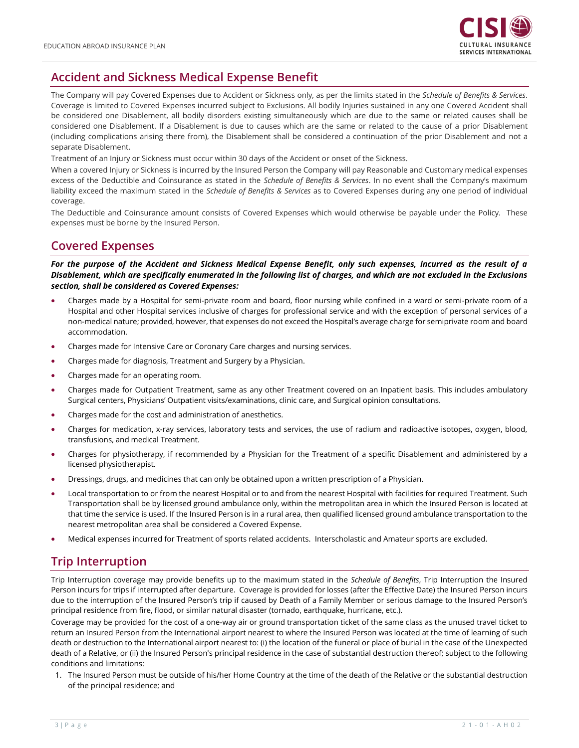## Accident and Sickness Medical Expense Benefit

The Company will pay Covered Expenses due to Accident or Sickness only, as per the limits stated in the *Schedule of Benefits & Services*. Coverage is limited to Covered Expenses incurred subject to Exclusions. All bodily Injuries sustained in any one Covered Accident shall be considered one Disablement, all bodily disorders existing simultaneously which are due to the same or related causes shall be considered one Disablement. If a Disablement is due to causes which are the same or related to the cause of a prior Disablement (including complications arising there from), the Disablement shall be considered a continuation of the prior Disablement and not a separate Disablement.

Treatment of an Injury or Sickness must occur within 30 days of the Accident or onset of the Sickness.

When a covered Injury or Sickness is incurred by the Insured Person the Company will pay Reasonable and Customary medical expenses excess of the Deductible and Coinsurance as stated in the *Schedule of Benefits & Services*. In no event shall the Company's maximum liability exceed the maximum stated in the *Schedule of Benefits & Services* as to Covered Expenses during any one period of individual coverage.

The Deductible and Coinsurance amount consists of Covered Expenses which would otherwise be payable under the Policy. These expenses must be borne by the Insured Person.

## Covered Expenses

***For the purpose of the Accident and Sickness Medical Expense Benefit, only such expenses, incurred as the result of a Disablement, which are specifically enumerated in the following list of charges, and which are not excluded in the Exclusions section, shall be considered as Covered Expenses:***

- Charges made by a Hospital for semi-private room and board, floor nursing while confined in a ward or semi-private room of a Hospital and other Hospital services inclusive of charges for professional service and with the exception of personal services of a non-medical nature; provided, however, that expenses do not exceed the Hospital's average charge for semiprivate room and board accommodation.
- Charges made for Intensive Care or Coronary Care charges and nursing services.
- Charges made for diagnosis, Treatment and Surgery by a Physician.
- Charges made for an operating room.
- Charges made for Outpatient Treatment, same as any other Treatment covered on an Inpatient basis. This includes ambulatory Surgical centers, Physicians' Outpatient visits/examinations, clinic care, and Surgical opinion consultations.
- Charges made for the cost and administration of anesthetics.
- Charges for medication, x-ray services, laboratory tests and services, the use of radium and radioactive isotopes, oxygen, blood, transfusions, and medical Treatment.
- Charges for physiotherapy, if recommended by a Physician for the Treatment of a specific Disablement and administered by a licensed physiotherapist.
- Dressings, drugs, and medicines that can only be obtained upon a written prescription of a Physician.
- Local transportation to or from the nearest Hospital or to and from the nearest Hospital with facilities for required Treatment. Such Transportation shall be by licensed ground ambulance only, within the metropolitan area in which the Insured Person is located at that time the service is used. If the Insured Person is in a rural area, then qualified licensed ground ambulance transportation to the nearest metropolitan area shall be considered a Covered Expense.
- Medical expenses incurred for Treatment of sports related accidents. Interscholastic and Amateur sports are excluded.

## Trip Interruption

Trip Interruption coverage may provide benefits up to the maximum stated in the *Schedule of Benefits*, Trip Interruption the Insured Person incurs for trips if interrupted after departure. Coverage is provided for losses (after the Effective Date) the Insured Person incurs due to the interruption of the Insured Person's trip if caused by Death of a Family Member or serious damage to the Insured Person's principal residence from fire, flood, or similar natural disaster (tornado, earthquake, hurricane, etc.).

Coverage may be provided for the cost of a one-way air or ground transportation ticket of the same class as the unused travel ticket to return an Insured Person from the International airport nearest to where the Insured Person was located at the time of learning of such death or destruction to the International airport nearest to: (i) the location of the funeral or place of burial in the case of the Unexpected death of a Relative, or (ii) the Insured Person's principal residence in the case of substantial destruction thereof; subject to the following conditions and limitations:

1. The Insured Person must be outside of his/her Home Country at the time of the death of the Relative or the substantial destruction of the principal residence; and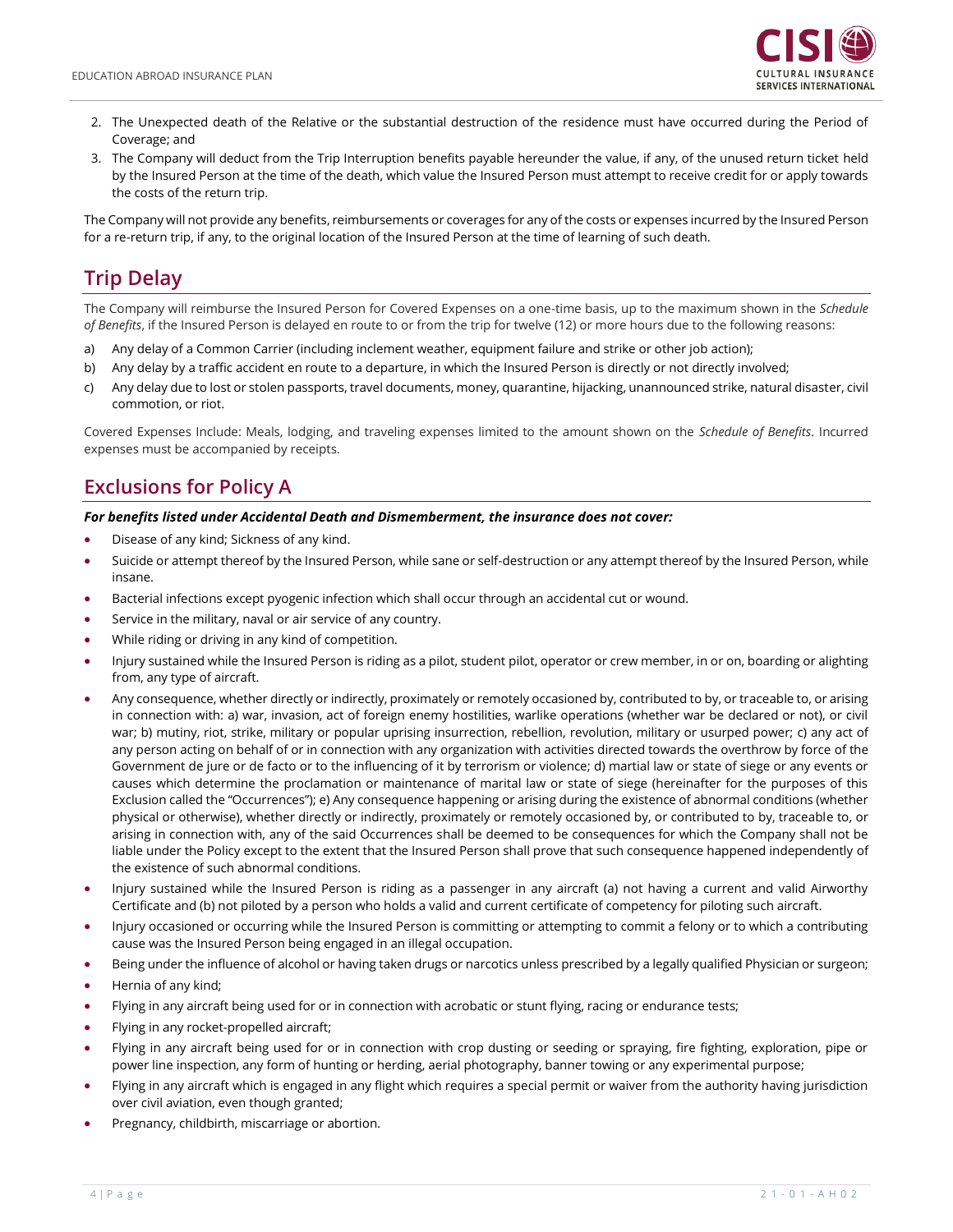2. The Unexpected death of the Relative or the substantial destruction of the residence must have occurred during the Period of Coverage; and
3. The Company will deduct from the Trip Interruption benefits payable hereunder the value, if any, of the unused return ticket held by the Insured Person at the time of the death, which value the Insured Person must attempt to receive credit for or apply towards the costs of the return trip.

The Company will not provide any benefits, reimbursements or coverages for any of the costs or expenses incurred by the Insured Person for a re-return trip, if any, to the original location of the Insured Person at the time of learning of such death.

## Trip Delay

The Company will reimburse the Insured Person for Covered Expenses on a one-time basis, up to the maximum shown in the *Schedule of Benefits*, if the Insured Person is delayed en route to or from the trip for twelve (12) or more hours due to the following reasons:

a) Any delay of a Common Carrier (including inclement weather, equipment failure and strike or other job action);
b) Any delay by a traffic accident en route to a departure, in which the Insured Person is directly or not directly involved;
c) Any delay due to lost or stolen passports, travel documents, money, quarantine, hijacking, unannounced strike, natural disaster, civil commotion, or riot.

Covered Expenses Include: Meals, lodging, and traveling expenses limited to the amount shown on the *Schedule of Benefits*. Incurred expenses must be accompanied by receipts.

## Exclusions for Policy A

***For benefits listed under Accidental Death and Dismemberment, the insurance does not cover:***

- Disease of any kind; Sickness of any kind.
- Suicide or attempt thereof by the Insured Person, while sane or self-destruction or any attempt thereof by the Insured Person, while insane.
- Bacterial infections except pyogenic infection which shall occur through an accidental cut or wound.
- Service in the military, naval or air service of any country.
- While riding or driving in any kind of competition.
- Injury sustained while the Insured Person is riding as a pilot, student pilot, operator or crew member, in or on, boarding or alighting from, any type of aircraft.
- Any consequence, whether directly or indirectly, proximately or remotely occasioned by, contributed to by, or traceable to, or arising in connection with: a) war, invasion, act of foreign enemy hostilities, warlike operations (whether war be declared or not), or civil war; b) mutiny, riot, strike, military or popular uprising insurrection, rebellion, revolution, military or usurped power; c) any act of any person acting on behalf of or in connection with any organization with activities directed towards the overthrow by force of the Government de jure or de facto or to the influencing of it by terrorism or violence; d) martial law or state of siege or any events or causes which determine the proclamation or maintenance of marital law or state of siege (hereinafter for the purposes of this Exclusion called the "Occurrences"); e) Any consequence happening or arising during the existence of abnormal conditions (whether physical or otherwise), whether directly or indirectly, proximately or remotely occasioned by, or contributed to by, traceable to, or arising in connection with, any of the said Occurrences shall be deemed to be consequences for which the Company shall not be liable under the Policy except to the extent that the Insured Person shall prove that such consequence happened independently of the existence of such abnormal conditions.
- Injury sustained while the Insured Person is riding as a passenger in any aircraft (a) not having a current and valid Airworthy Certificate and (b) not piloted by a person who holds a valid and current certificate of competency for piloting such aircraft.
- Injury occasioned or occurring while the Insured Person is committing or attempting to commit a felony or to which a contributing cause was the Insured Person being engaged in an illegal occupation.
- Being under the influence of alcohol or having taken drugs or narcotics unless prescribed by a legally qualified Physician or surgeon;
- Hernia of any kind;
- Flying in any aircraft being used for or in connection with acrobatic or stunt flying, racing or endurance tests;
- Flying in any rocket-propelled aircraft;
- Flying in any aircraft being used for or in connection with crop dusting or seeding or spraying, fire fighting, exploration, pipe or power line inspection, any form of hunting or herding, aerial photography, banner towing or any experimental purpose;
- Flying in any aircraft which is engaged in any flight which requires a special permit or waiver from the authority having jurisdiction over civil aviation, even though granted;
- Pregnancy, childbirth, miscarriage or abortion.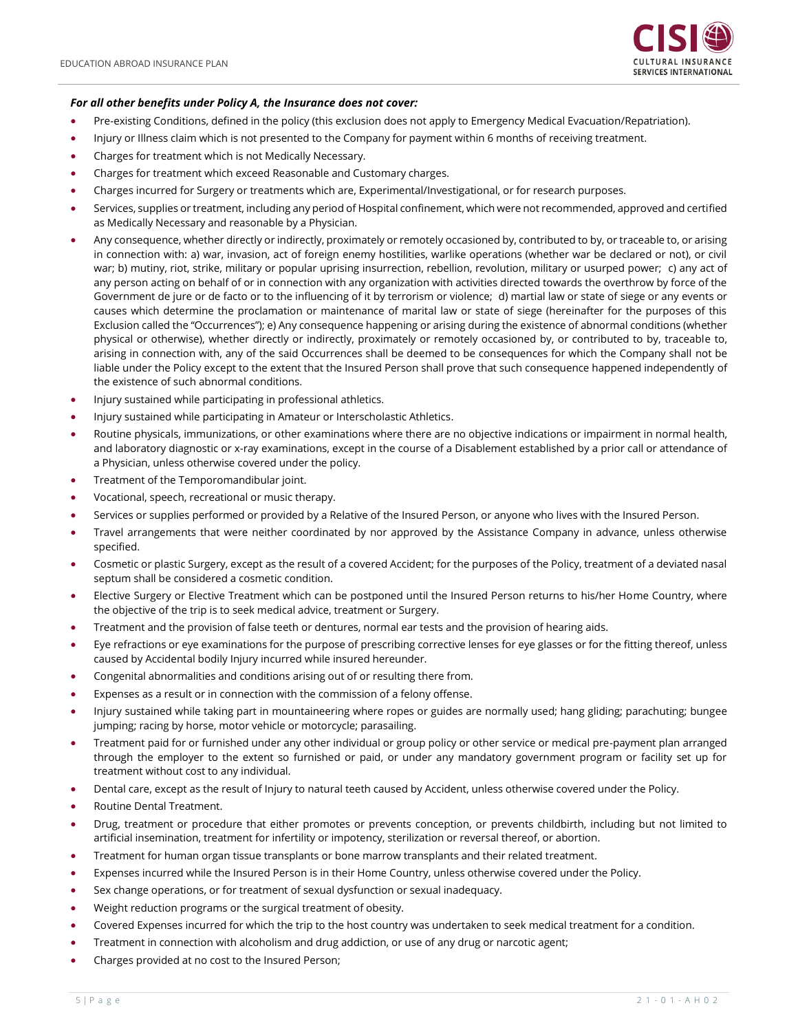***For all other benefits under Policy A, the Insurance does not cover:***

- Pre-existing Conditions, defined in the policy (this exclusion does not apply to Emergency Medical Evacuation/Repatriation).
- Injury or Illness claim which is not presented to the Company for payment within 6 months of receiving treatment.
- Charges for treatment which is not Medically Necessary.
- Charges for treatment which exceed Reasonable and Customary charges.
- Charges incurred for Surgery or treatments which are, Experimental/Investigational, or for research purposes.
- Services, supplies or treatment, including any period of Hospital confinement, which were not recommended, approved and certified as Medically Necessary and reasonable by a Physician.
- Any consequence, whether directly or indirectly, proximately or remotely occasioned by, contributed to by, or traceable to, or arising in connection with: a) war, invasion, act of foreign enemy hostilities, warlike operations (whether war be declared or not), or civil war; b) mutiny, riot, strike, military or popular uprising insurrection, rebellion, revolution, military or usurped power; c) any act of any person acting on behalf of or in connection with any organization with activities directed towards the overthrow by force of the Government de jure or de facto or to the influencing of it by terrorism or violence; d) martial law or state of siege or any events or causes which determine the proclamation or maintenance of marital law or state of siege (hereinafter for the purposes of this Exclusion called the "Occurrences"); e) Any consequence happening or arising during the existence of abnormal conditions (whether physical or otherwise), whether directly or indirectly, proximately or remotely occasioned by, or contributed to by, traceable to, arising in connection with, any of the said Occurrences shall be deemed to be consequences for which the Company shall not be liable under the Policy except to the extent that the Insured Person shall prove that such consequence happened independently of the existence of such abnormal conditions.
- Injury sustained while participating in professional athletics.
- Injury sustained while participating in Amateur or Interscholastic Athletics.
- Routine physicals, immunizations, or other examinations where there are no objective indications or impairment in normal health, and laboratory diagnostic or x-ray examinations, except in the course of a Disablement established by a prior call or attendance of a Physician, unless otherwise covered under the policy.
- Treatment of the Temporomandibular joint.
- Vocational, speech, recreational or music therapy.
- Services or supplies performed or provided by a Relative of the Insured Person, or anyone who lives with the Insured Person.
- Travel arrangements that were neither coordinated by nor approved by the Assistance Company in advance, unless otherwise specified.
- Cosmetic or plastic Surgery, except as the result of a covered Accident; for the purposes of the Policy, treatment of a deviated nasal septum shall be considered a cosmetic condition.
- Elective Surgery or Elective Treatment which can be postponed until the Insured Person returns to his/her Home Country, where the objective of the trip is to seek medical advice, treatment or Surgery.
- Treatment and the provision of false teeth or dentures, normal ear tests and the provision of hearing aids.
- Eye refractions or eye examinations for the purpose of prescribing corrective lenses for eye glasses or for the fitting thereof, unless caused by Accidental bodily Injury incurred while insured hereunder.
- Congenital abnormalities and conditions arising out of or resulting there from.
- Expenses as a result or in connection with the commission of a felony offense.
- Injury sustained while taking part in mountaineering where ropes or guides are normally used; hang gliding; parachuting; bungee jumping; racing by horse, motor vehicle or motorcycle; parasailing.
- Treatment paid for or furnished under any other individual or group policy or other service or medical pre-payment plan arranged through the employer to the extent so furnished or paid, or under any mandatory government program or facility set up for treatment without cost to any individual.
- Dental care, except as the result of Injury to natural teeth caused by Accident, unless otherwise covered under the Policy.
- Routine Dental Treatment.
- Drug, treatment or procedure that either promotes or prevents conception, or prevents childbirth, including but not limited to artificial insemination, treatment for infertility or impotency, sterilization or reversal thereof, or abortion.
- Treatment for human organ tissue transplants or bone marrow transplants and their related treatment.
- Expenses incurred while the Insured Person is in their Home Country, unless otherwise covered under the Policy.
- Sex change operations, or for treatment of sexual dysfunction or sexual inadequacy.
- Weight reduction programs or the surgical treatment of obesity.
- Covered Expenses incurred for which the trip to the host country was undertaken to seek medical treatment for a condition.
- Treatment in connection with alcoholism and drug addiction, or use of any drug or narcotic agent;
- Charges provided at no cost to the Insured Person;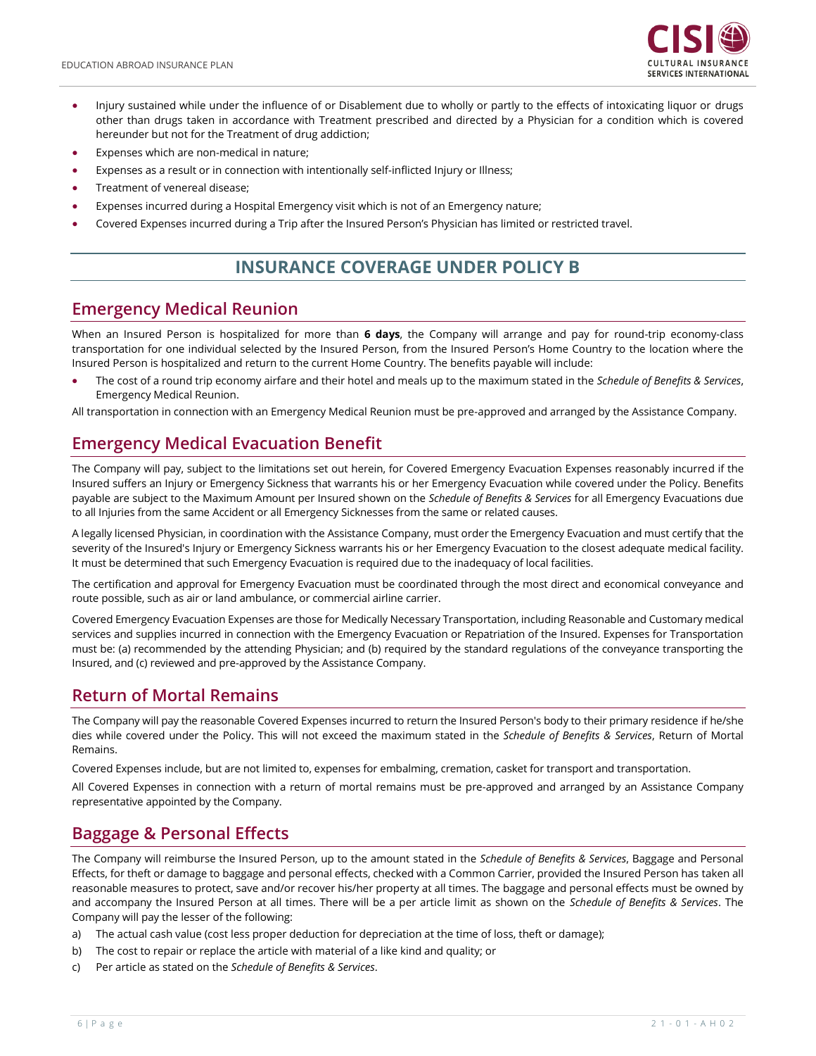- Injury sustained while under the influence of or Disablement due to wholly or partly to the effects of intoxicating liquor or drugs other than drugs taken in accordance with Treatment prescribed and directed by a Physician for a condition which is covered hereunder but not for the Treatment of drug addiction;
- Expenses which are non-medical in nature;
- Expenses as a result or in connection with intentionally self-inflicted Injury or Illness;
- Treatment of venereal disease;
- Expenses incurred during a Hospital Emergency visit which is not of an Emergency nature;
- Covered Expenses incurred during a Trip after the Insured Person's Physician has limited or restricted travel.

# INSURANCE COVERAGE UNDER POLICY B

## Emergency Medical Reunion

When an Insured Person is hospitalized for more than **6 days**, the Company will arrange and pay for round-trip economy-class transportation for one individual selected by the Insured Person, from the Insured Person's Home Country to the location where the Insured Person is hospitalized and return to the current Home Country. The benefits payable will include:

- The cost of a round trip economy airfare and their hotel and meals up to the maximum stated in the *Schedule of Benefits & Services*, Emergency Medical Reunion.

All transportation in connection with an Emergency Medical Reunion must be pre-approved and arranged by the Assistance Company.

## Emergency Medical Evacuation Benefit

The Company will pay, subject to the limitations set out herein, for Covered Emergency Evacuation Expenses reasonably incurred if the Insured suffers an Injury or Emergency Sickness that warrants his or her Emergency Evacuation while covered under the Policy. Benefits payable are subject to the Maximum Amount per Insured shown on the *Schedule of Benefits & Services* for all Emergency Evacuations due to all Injuries from the same Accident or all Emergency Sicknesses from the same or related causes.

A legally licensed Physician, in coordination with the Assistance Company, must order the Emergency Evacuation and must certify that the severity of the Insured's Injury or Emergency Sickness warrants his or her Emergency Evacuation to the closest adequate medical facility. It must be determined that such Emergency Evacuation is required due to the inadequacy of local facilities.

The certification and approval for Emergency Evacuation must be coordinated through the most direct and economical conveyance and route possible, such as air or land ambulance, or commercial airline carrier.

Covered Emergency Evacuation Expenses are those for Medically Necessary Transportation, including Reasonable and Customary medical services and supplies incurred in connection with the Emergency Evacuation or Repatriation of the Insured. Expenses for Transportation must be: (a) recommended by the attending Physician; and (b) required by the standard regulations of the conveyance transporting the Insured, and (c) reviewed and pre-approved by the Assistance Company.

## Return of Mortal Remains

The Company will pay the reasonable Covered Expenses incurred to return the Insured Person's body to their primary residence if he/she dies while covered under the Policy. This will not exceed the maximum stated in the *Schedule of Benefits & Services*, Return of Mortal Remains.

Covered Expenses include, but are not limited to, expenses for embalming, cremation, casket for transport and transportation.

All Covered Expenses in connection with a return of mortal remains must be pre-approved and arranged by an Assistance Company representative appointed by the Company.

## Baggage & Personal Effects

The Company will reimburse the Insured Person, up to the amount stated in the *Schedule of Benefits & Services*, Baggage and Personal Effects, for theft or damage to baggage and personal effects, checked with a Common Carrier, provided the Insured Person has taken all reasonable measures to protect, save and/or recover his/her property at all times. The baggage and personal effects must be owned by and accompany the Insured Person at all times. There will be a per article limit as shown on the *Schedule of Benefits & Services*. The Company will pay the lesser of the following:

a) The actual cash value (cost less proper deduction for depreciation at the time of loss, theft or damage);
b) The cost to repair or replace the article with material of a like kind and quality; or
c) Per article as stated on the *Schedule of Benefits & Services*.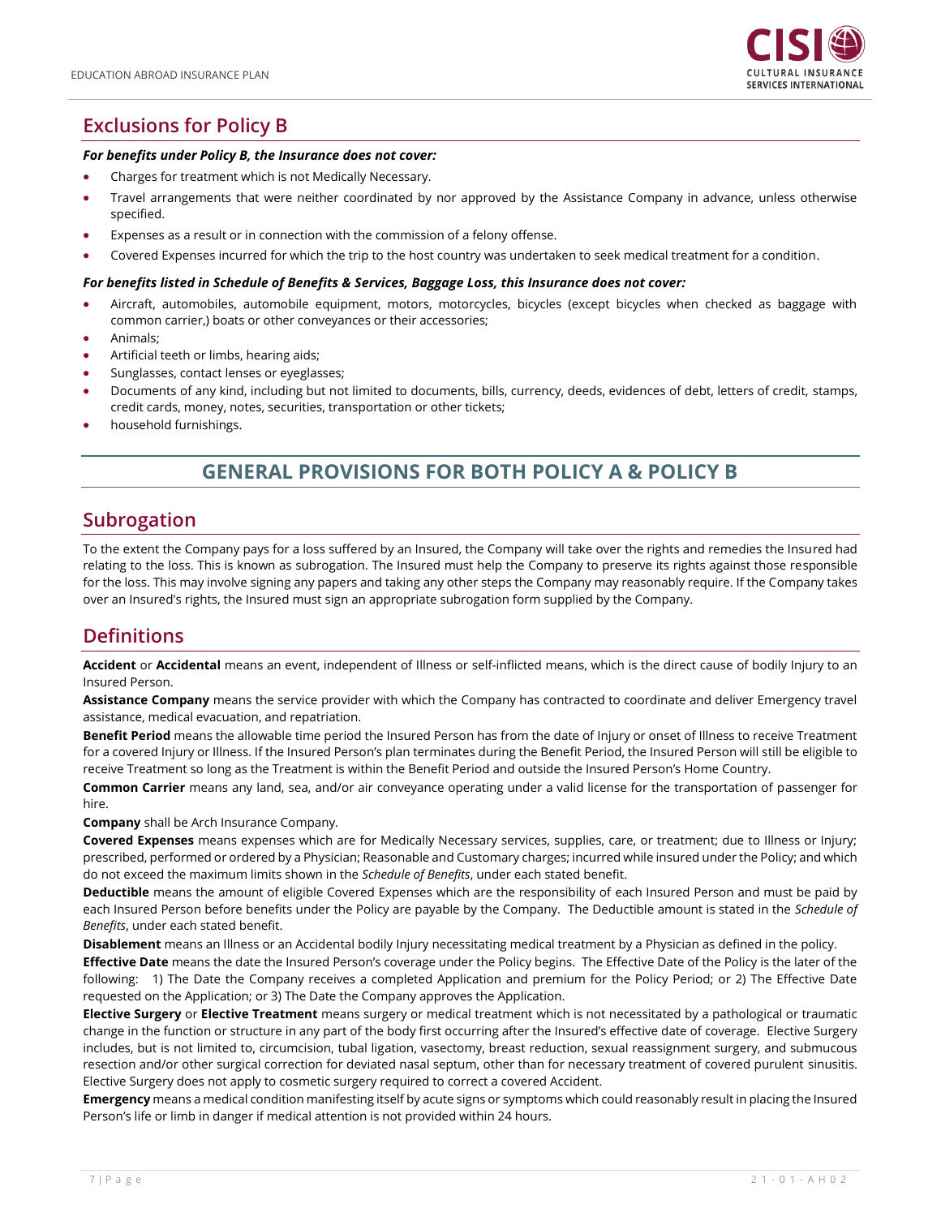## Exclusions for Policy B

***For benefits under Policy B, the Insurance does not cover:***

- Charges for treatment which is not Medically Necessary.
- Travel arrangements that were neither coordinated by nor approved by the Assistance Company in advance, unless otherwise specified.
- Expenses as a result or in connection with the commission of a felony offense.
- Covered Expenses incurred for which the trip to the host country was undertaken to seek medical treatment for a condition.

***For benefits listed in Schedule of Benefits & Services, Baggage Loss, this Insurance does not cover:***

- Aircraft, automobiles, automobile equipment, motors, motorcycles, bicycles (except bicycles when checked as baggage with common carrier,) boats or other conveyances or their accessories;
- Animals;
- Artificial teeth or limbs, hearing aids;
- Sunglasses, contact lenses or eyeglasses;
- Documents of any kind, including but not limited to documents, bills, currency, deeds, evidences of debt, letters of credit, stamps, credit cards, money, notes, securities, transportation or other tickets;
- household furnishings.

# GENERAL PROVISIONS FOR BOTH POLICY A & POLICY B

## Subrogation

To the extent the Company pays for a loss suffered by an Insured, the Company will take over the rights and remedies the Insured had relating to the loss. This is known as subrogation. The Insured must help the Company to preserve its rights against those responsible for the loss. This may involve signing any papers and taking any other steps the Company may reasonably require. If the Company takes over an Insured's rights, the Insured must sign an appropriate subrogation form supplied by the Company.

## Definitions

**Accident** or **Accidental** means an event, independent of Illness or self-inflicted means, which is the direct cause of bodily Injury to an Insured Person.

**Assistance Company** means the service provider with which the Company has contracted to coordinate and deliver Emergency travel assistance, medical evacuation, and repatriation.

**Benefit Period** means the allowable time period the Insured Person has from the date of Injury or onset of Illness to receive Treatment for a covered Injury or Illness. If the Insured Person's plan terminates during the Benefit Period, the Insured Person will still be eligible to receive Treatment so long as the Treatment is within the Benefit Period and outside the Insured Person's Home Country.

**Common Carrier** means any land, sea, and/or air conveyance operating under a valid license for the transportation of passenger for hire.

**Company** shall be Arch Insurance Company.

**Covered Expenses** means expenses which are for Medically Necessary services, supplies, care, or treatment; due to Illness or Injury; prescribed, performed or ordered by a Physician; Reasonable and Customary charges; incurred while insured under the Policy; and which do not exceed the maximum limits shown in the *Schedule of Benefits*, under each stated benefit.

**Deductible** means the amount of eligible Covered Expenses which are the responsibility of each Insured Person and must be paid by each Insured Person before benefits under the Policy are payable by the Company. The Deductible amount is stated in the *Schedule of Benefits*, under each stated benefit.

**Disablement** means an Illness or an Accidental bodily Injury necessitating medical treatment by a Physician as defined in the policy.

**Effective Date** means the date the Insured Person's coverage under the Policy begins. The Effective Date of the Policy is the later of the following: 1) The Date the Company receives a completed Application and premium for the Policy Period; or 2) The Effective Date requested on the Application; or 3) The Date the Company approves the Application.

**Elective Surgery** or **Elective Treatment** means surgery or medical treatment which is not necessitated by a pathological or traumatic change in the function or structure in any part of the body first occurring after the Insured's effective date of coverage. Elective Surgery includes, but is not limited to, circumcision, tubal ligation, vasectomy, breast reduction, sexual reassignment surgery, and submucous resection and/or other surgical correction for deviated nasal septum, other than for necessary treatment of covered purulent sinusitis. Elective Surgery does not apply to cosmetic surgery required to correct a covered Accident.

**Emergency** means a medical condition manifesting itself by acute signs or symptoms which could reasonably result in placing the Insured Person's life or limb in danger if medical attention is not provided within 24 hours.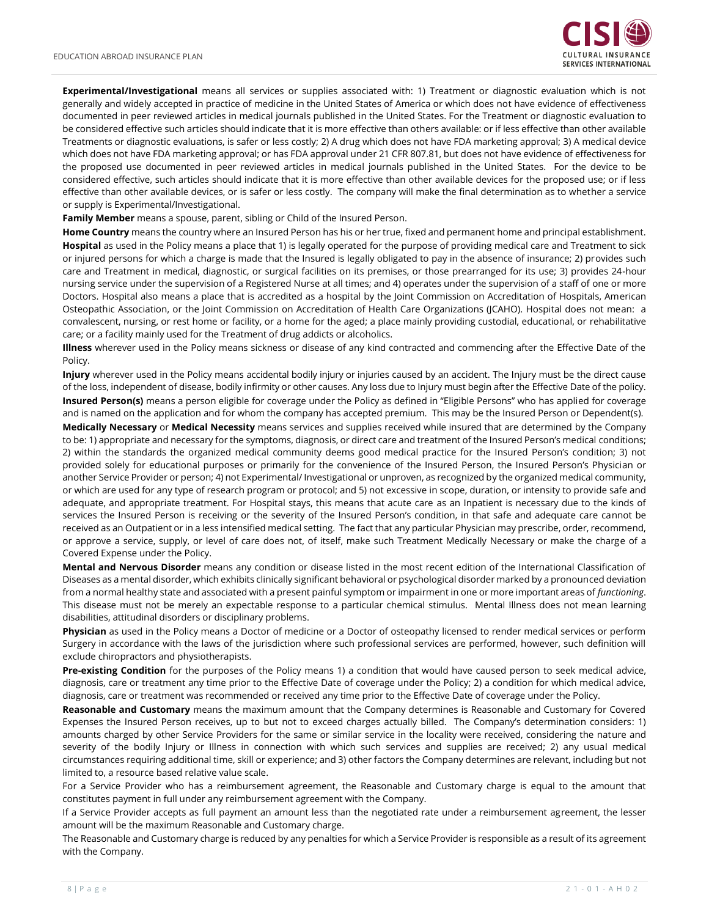**Experimental/Investigational** means all services or supplies associated with: 1) Treatment or diagnostic evaluation which is not generally and widely accepted in practice of medicine in the United States of America or which does not have evidence of effectiveness documented in peer reviewed articles in medical journals published in the United States. For the Treatment or diagnostic evaluation to be considered effective such articles should indicate that it is more effective than others available: or if less effective than other available Treatments or diagnostic evaluations, is safer or less costly; 2) A drug which does not have FDA marketing approval; 3) A medical device which does not have FDA marketing approval; or has FDA approval under 21 CFR 807.81, but does not have evidence of effectiveness for the proposed use documented in peer reviewed articles in medical journals published in the United States. For the device to be considered effective, such articles should indicate that it is more effective than other available devices for the proposed use; or if less effective than other available devices, or is safer or less costly. The company will make the final determination as to whether a service or supply is Experimental/Investigational.

**Family Member** means a spouse, parent, sibling or Child of the Insured Person.

**Home Country** means the country where an Insured Person has his or her true, fixed and permanent home and principal establishment.

**Hospital** as used in the Policy means a place that 1) is legally operated for the purpose of providing medical care and Treatment to sick or injured persons for which a charge is made that the Insured is legally obligated to pay in the absence of insurance; 2) provides such care and Treatment in medical, diagnostic, or surgical facilities on its premises, or those prearranged for its use; 3) provides 24-hour nursing service under the supervision of a Registered Nurse at all times; and 4) operates under the supervision of a staff of one or more Doctors. Hospital also means a place that is accredited as a hospital by the Joint Commission on Accreditation of Hospitals, American Osteopathic Association, or the Joint Commission on Accreditation of Health Care Organizations (JCAHO). Hospital does not mean: a convalescent, nursing, or rest home or facility, or a home for the aged; a place mainly providing custodial, educational, or rehabilitative care; or a facility mainly used for the Treatment of drug addicts or alcoholics.

**Illness** wherever used in the Policy means sickness or disease of any kind contracted and commencing after the Effective Date of the Policy.

**Injury** wherever used in the Policy means accidental bodily injury or injuries caused by an accident. The Injury must be the direct cause of the loss, independent of disease, bodily infirmity or other causes. Any loss due to Injury must begin after the Effective Date of the policy.

**Insured Person(s)** means a person eligible for coverage under the Policy as defined in "Eligible Persons" who has applied for coverage and is named on the application and for whom the company has accepted premium. This may be the Insured Person or Dependent(s).

**Medically Necessary** or **Medical Necessity** means services and supplies received while insured that are determined by the Company to be: 1) appropriate and necessary for the symptoms, diagnosis, or direct care and treatment of the Insured Person's medical conditions; 2) within the standards the organized medical community deems good medical practice for the Insured Person's condition; 3) not provided solely for educational purposes or primarily for the convenience of the Insured Person, the Insured Person's Physician or another Service Provider or person; 4) not Experimental/ Investigational or unproven, as recognized by the organized medical community, or which are used for any type of research program or protocol; and 5) not excessive in scope, duration, or intensity to provide safe and adequate, and appropriate treatment. For Hospital stays, this means that acute care as an Inpatient is necessary due to the kinds of services the Insured Person is receiving or the severity of the Insured Person's condition, in that safe and adequate care cannot be received as an Outpatient or in a less intensified medical setting. The fact that any particular Physician may prescribe, order, recommend, or approve a service, supply, or level of care does not, of itself, make such Treatment Medically Necessary or make the charge of a Covered Expense under the Policy.

**Mental and Nervous Disorder** means any condition or disease listed in the most recent edition of the International Classification of Diseases as a mental disorder, which exhibits clinically significant behavioral or psychological disorder marked by a pronounced deviation from a normal healthy state and associated with a present painful symptom or impairment in one or more important areas of *functioning*. This disease must not be merely an expectable response to a particular chemical stimulus. Mental Illness does not mean learning disabilities, attitudinal disorders or disciplinary problems.

**Physician** as used in the Policy means a Doctor of medicine or a Doctor of osteopathy licensed to render medical services or perform Surgery in accordance with the laws of the jurisdiction where such professional services are performed, however, such definition will exclude chiropractors and physiotherapists.

**Pre-existing Condition** for the purposes of the Policy means 1) a condition that would have caused person to seek medical advice, diagnosis, care or treatment any time prior to the Effective Date of coverage under the Policy; 2) a condition for which medical advice, diagnosis, care or treatment was recommended or received any time prior to the Effective Date of coverage under the Policy.

**Reasonable and Customary** means the maximum amount that the Company determines is Reasonable and Customary for Covered Expenses the Insured Person receives, up to but not to exceed charges actually billed. The Company's determination considers: 1) amounts charged by other Service Providers for the same or similar service in the locality were received, considering the nature and severity of the bodily Injury or Illness in connection with which such services and supplies are received; 2) any usual medical circumstances requiring additional time, skill or experience; and 3) other factors the Company determines are relevant, including but not limited to, a resource based relative value scale.

For a Service Provider who has a reimbursement agreement, the Reasonable and Customary charge is equal to the amount that constitutes payment in full under any reimbursement agreement with the Company.

If a Service Provider accepts as full payment an amount less than the negotiated rate under a reimbursement agreement, the lesser amount will be the maximum Reasonable and Customary charge.

The Reasonable and Customary charge is reduced by any penalties for which a Service Provider is responsible as a result of its agreement with the Company.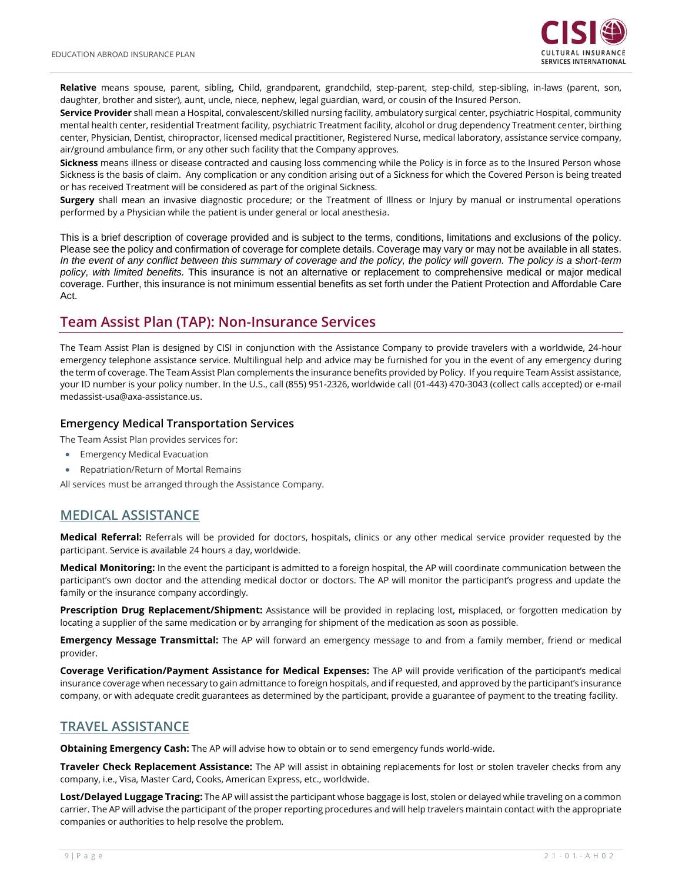**Relative** means spouse, parent, sibling, Child, grandparent, grandchild, step-parent, step-child, step-sibling, in-laws (parent, son, daughter, brother and sister), aunt, uncle, niece, nephew, legal guardian, ward, or cousin of the Insured Person.

**Service Provider** shall mean a Hospital, convalescent/skilled nursing facility, ambulatory surgical center, psychiatric Hospital, community mental health center, residential Treatment facility, psychiatric Treatment facility, alcohol or drug dependency Treatment center, birthing center, Physician, Dentist, chiropractor, licensed medical practitioner, Registered Nurse, medical laboratory, assistance service company, air/ground ambulance firm, or any other such facility that the Company approves.

**Sickness** means illness or disease contracted and causing loss commencing while the Policy is in force as to the Insured Person whose Sickness is the basis of claim. Any complication or any condition arising out of a Sickness for which the Covered Person is being treated or has received Treatment will be considered as part of the original Sickness.

**Surgery** shall mean an invasive diagnostic procedure; or the Treatment of Illness or Injury by manual or instrumental operations performed by a Physician while the patient is under general or local anesthesia.

This is a brief description of coverage provided and is subject to the terms, conditions, limitations and exclusions of the policy. Please see the policy and confirmation of coverage for complete details. Coverage may vary or may not be available in all states. *In the event of any conflict between this summary of coverage and the policy, the policy will govern. The policy is a short-term policy, with limited benefits.* This insurance is not an alternative or replacement to comprehensive medical or major medical coverage. Further, this insurance is not minimum essential benefits as set forth under the Patient Protection and Affordable Care Act.

## Team Assist Plan (TAP): Non-Insurance Services

The Team Assist Plan is designed by CISI in conjunction with the Assistance Company to provide travelers with a worldwide, 24-hour emergency telephone assistance service. Multilingual help and advice may be furnished for you in the event of any emergency during the term of coverage. The Team Assist Plan complements the insurance benefits provided by Policy. If you require Team Assist assistance, your ID number is your policy number. In the U.S., call (855) 951-2326, worldwide call (01-443) 470-3043 (collect calls accepted) or e-mail medassist-usa@axa-assistance.us.

### Emergency Medical Transportation Services

The Team Assist Plan provides services for:

- Emergency Medical Evacuation
- Repatriation/Return of Mortal Remains

All services must be arranged through the Assistance Company.

## MEDICAL ASSISTANCE

**Medical Referral:** Referrals will be provided for doctors, hospitals, clinics or any other medical service provider requested by the participant. Service is available 24 hours a day, worldwide.

**Medical Monitoring:** In the event the participant is admitted to a foreign hospital, the AP will coordinate communication between the participant's own doctor and the attending medical doctor or doctors. The AP will monitor the participant's progress and update the family or the insurance company accordingly.

**Prescription Drug Replacement/Shipment:** Assistance will be provided in replacing lost, misplaced, or forgotten medication by locating a supplier of the same medication or by arranging for shipment of the medication as soon as possible.

**Emergency Message Transmittal:** The AP will forward an emergency message to and from a family member, friend or medical provider.

**Coverage Verification/Payment Assistance for Medical Expenses:** The AP will provide verification of the participant's medical insurance coverage when necessary to gain admittance to foreign hospitals, and if requested, and approved by the participant's insurance company, or with adequate credit guarantees as determined by the participant, provide a guarantee of payment to the treating facility.

## TRAVEL ASSISTANCE

**Obtaining Emergency Cash:** The AP will advise how to obtain or to send emergency funds world-wide.

**Traveler Check Replacement Assistance:** The AP will assist in obtaining replacements for lost or stolen traveler checks from any company, i.e., Visa, Master Card, Cooks, American Express, etc., worldwide.

**Lost/Delayed Luggage Tracing:** The AP will assist the participant whose baggage is lost, stolen or delayed while traveling on a common carrier. The AP will advise the participant of the proper reporting procedures and will help travelers maintain contact with the appropriate companies or authorities to help resolve the problem.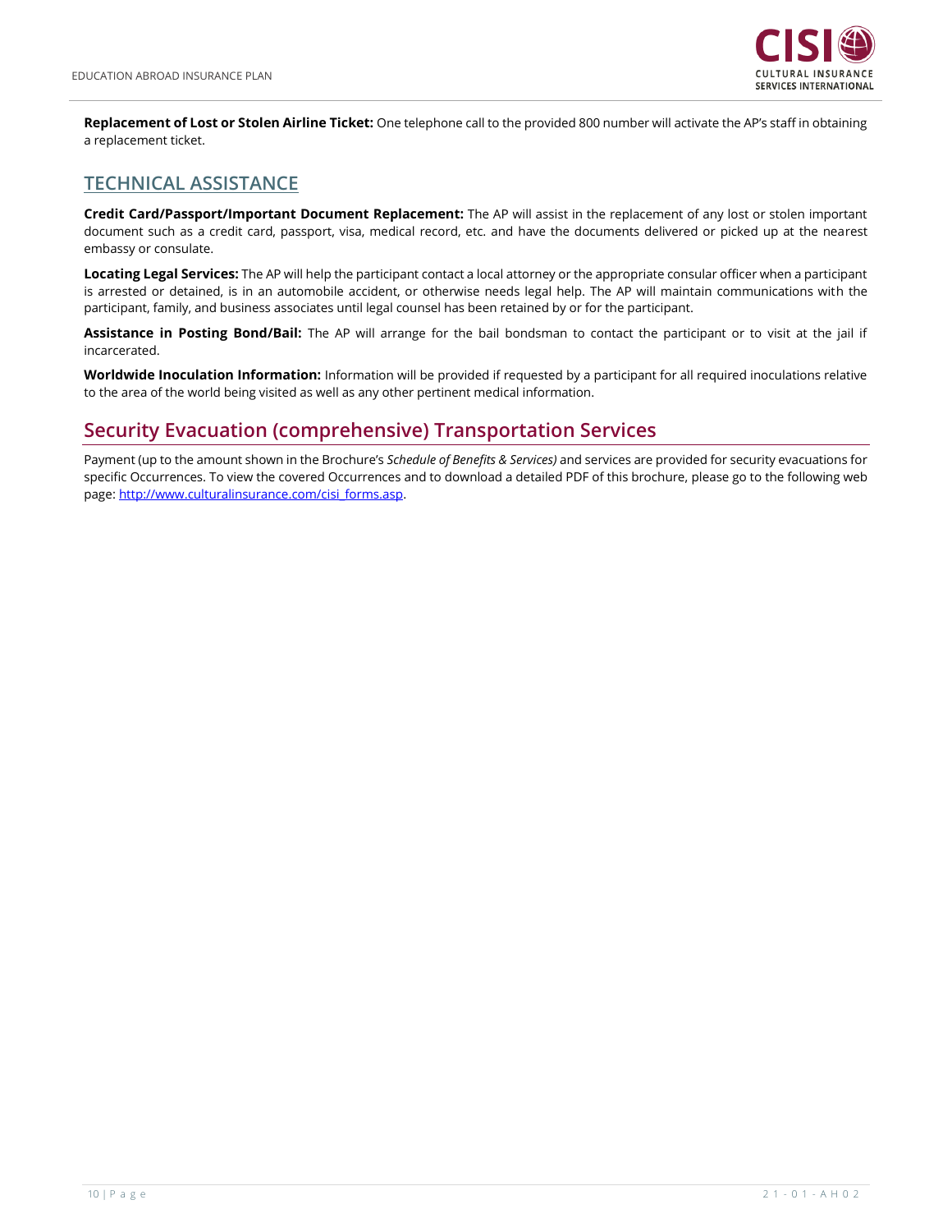**Replacement of Lost or Stolen Airline Ticket:** One telephone call to the provided 800 number will activate the AP's staff in obtaining a replacement ticket.

## TECHNICAL ASSISTANCE

**Credit Card/Passport/Important Document Replacement:** The AP will assist in the replacement of any lost or stolen important document such as a credit card, passport, visa, medical record, etc. and have the documents delivered or picked up at the nearest embassy or consulate.

**Locating Legal Services:** The AP will help the participant contact a local attorney or the appropriate consular officer when a participant is arrested or detained, is in an automobile accident, or otherwise needs legal help. The AP will maintain communications with the participant, family, and business associates until legal counsel has been retained by or for the participant.

**Assistance in Posting Bond/Bail:** The AP will arrange for the bail bondsman to contact the participant or to visit at the jail if incarcerated.

**Worldwide Inoculation Information:** Information will be provided if requested by a participant for all required inoculations relative to the area of the world being visited as well as any other pertinent medical information.

## Security Evacuation (comprehensive) Transportation Services

Payment (up to the amount shown in the Brochure's *Schedule of Benefits & Services)* and services are provided for security evacuations for specific Occurrences. To view the covered Occurrences and to download a detailed PDF of this brochure, please go to the following web page: http://www.culturalinsurance.com/cisi_forms.asp.